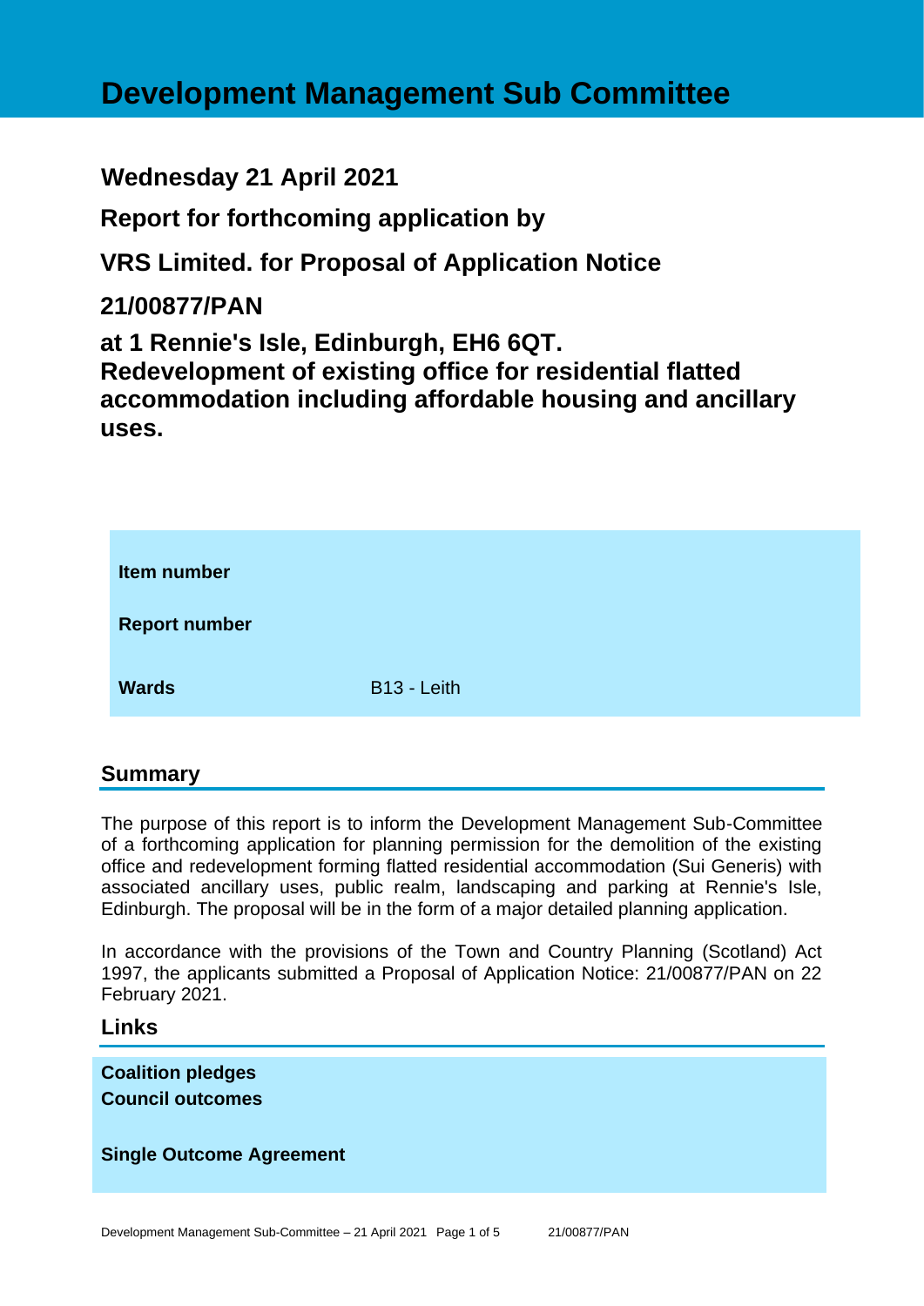# Development Management Sub Committee

## Wednesday 21 April 2021

## Report for forthcoming application by

## VRS Limited. for Proposal of Application Notice

## 21/00877/PAN

## at 1 Rennie's Isle, Edinburgh, EH6 6QT. Redevelopment of existing office for residential flatted accommodation including affordable housing and ancillary uses.

| | |
|---|---|
| **Item number** | |
| **Report number** | |
| **Wards** | B13 - Leith |

## Summary

The purpose of this report is to inform the Development Management Sub-Committee of a forthcoming application for planning permission for the demolition of the existing office and redevelopment forming flatted residential accommodation (Sui Generis) with associated ancillary uses, public realm, landscaping and parking at Rennie's Isle, Edinburgh. The proposal will be in the form of a major detailed planning application.

In accordance with the provisions of the Town and Country Planning (Scotland) Act 1997, the applicants submitted a Proposal of Application Notice: 21/00877/PAN on 22 February 2021.

## Links

**Coalition pledges**
**Council outcomes**

**Single Outcome Agreement**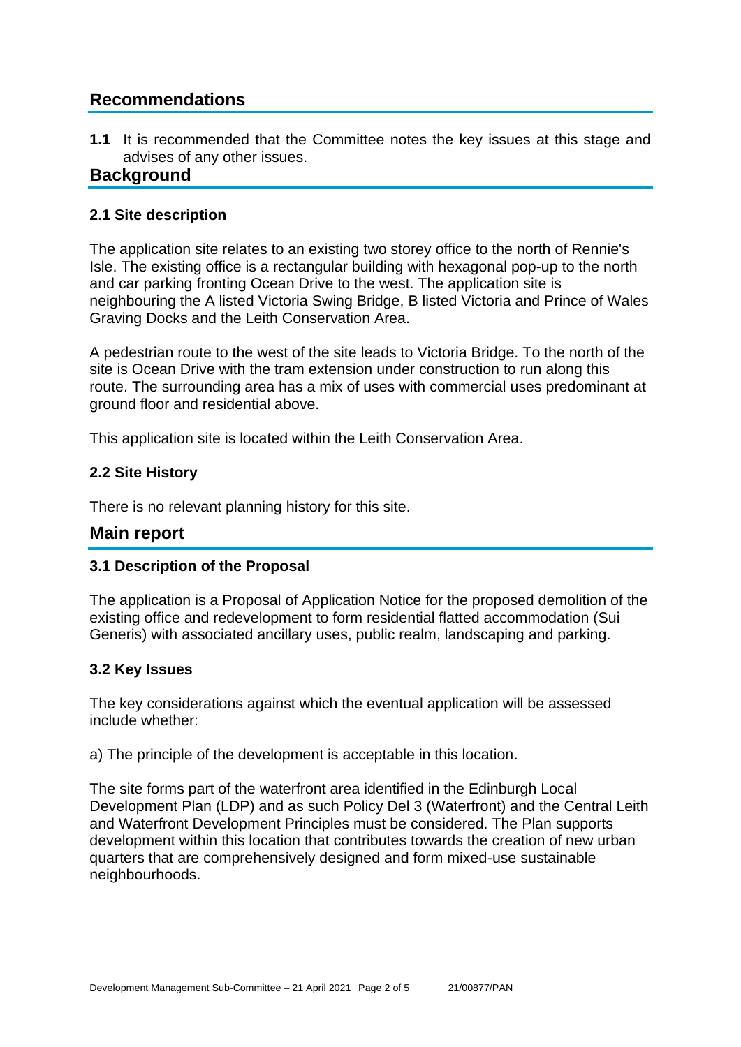## Recommendations

**1.1** It is recommended that the Committee notes the key issues at this stage and advises of any other issues.

## Background

### 2.1 Site description

The application site relates to an existing two storey office to the north of Rennie's Isle. The existing office is a rectangular building with hexagonal pop-up to the north and car parking fronting Ocean Drive to the west. The application site is neighbouring the A listed Victoria Swing Bridge, B listed Victoria and Prince of Wales Graving Docks and the Leith Conservation Area.

A pedestrian route to the west of the site leads to Victoria Bridge. To the north of the site is Ocean Drive with the tram extension under construction to run along this route. The surrounding area has a mix of uses with commercial uses predominant at ground floor and residential above.

This application site is located within the Leith Conservation Area.

### 2.2 Site History

There is no relevant planning history for this site.

## Main report

### 3.1 Description of the Proposal

The application is a Proposal of Application Notice for the proposed demolition of the existing office and redevelopment to form residential flatted accommodation (Sui Generis) with associated ancillary uses, public realm, landscaping and parking.

### 3.2 Key Issues

The key considerations against which the eventual application will be assessed include whether:

a) The principle of the development is acceptable in this location.

The site forms part of the waterfront area identified in the Edinburgh Local Development Plan (LDP) and as such Policy Del 3 (Waterfront) and the Central Leith and Waterfront Development Principles must be considered. The Plan supports development within this location that contributes towards the creation of new urban quarters that are comprehensively designed and form mixed-use sustainable neighbourhoods.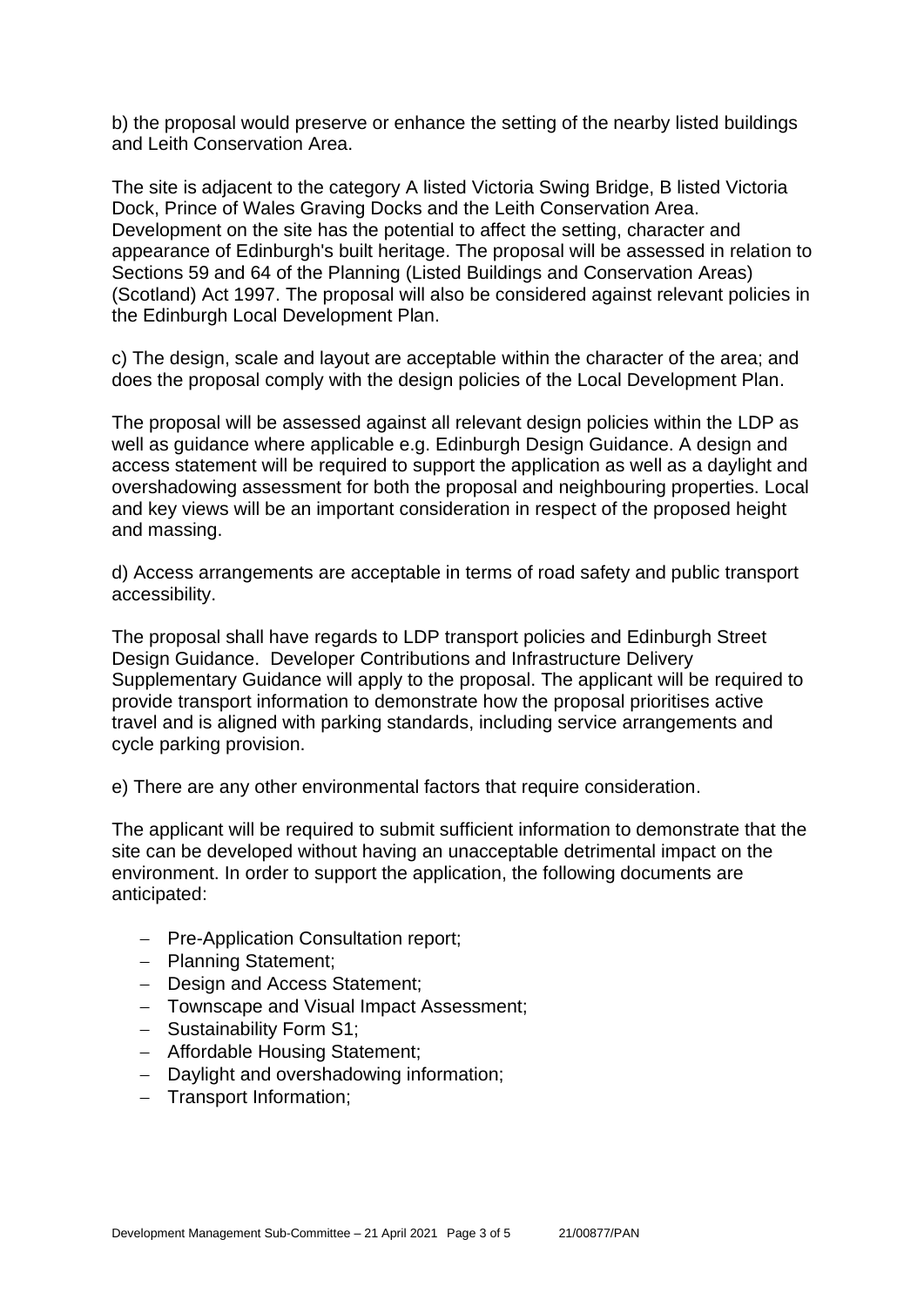b) the proposal would preserve or enhance the setting of the nearby listed buildings and Leith Conservation Area.

The site is adjacent to the category A listed Victoria Swing Bridge, B listed Victoria Dock, Prince of Wales Graving Docks and the Leith Conservation Area. Development on the site has the potential to affect the setting, character and appearance of Edinburgh's built heritage. The proposal will be assessed in relation to Sections 59 and 64 of the Planning (Listed Buildings and Conservation Areas) (Scotland) Act 1997. The proposal will also be considered against relevant policies in the Edinburgh Local Development Plan.

c) The design, scale and layout are acceptable within the character of the area; and does the proposal comply with the design policies of the Local Development Plan.

The proposal will be assessed against all relevant design policies within the LDP as well as guidance where applicable e.g. Edinburgh Design Guidance. A design and access statement will be required to support the application as well as a daylight and overshadowing assessment for both the proposal and neighbouring properties. Local and key views will be an important consideration in respect of the proposed height and massing.

d) Access arrangements are acceptable in terms of road safety and public transport accessibility.

The proposal shall have regards to LDP transport policies and Edinburgh Street Design Guidance. Developer Contributions and Infrastructure Delivery Supplementary Guidance will apply to the proposal. The applicant will be required to provide transport information to demonstrate how the proposal prioritises active travel and is aligned with parking standards, including service arrangements and cycle parking provision.

e) There are any other environmental factors that require consideration.

The applicant will be required to submit sufficient information to demonstrate that the site can be developed without having an unacceptable detrimental impact on the environment. In order to support the application, the following documents are anticipated:

- Pre-Application Consultation report;
- Planning Statement;
- Design and Access Statement;
- Townscape and Visual Impact Assessment;
- Sustainability Form S1;
- Affordable Housing Statement;
- Daylight and overshadowing information;
- Transport Information;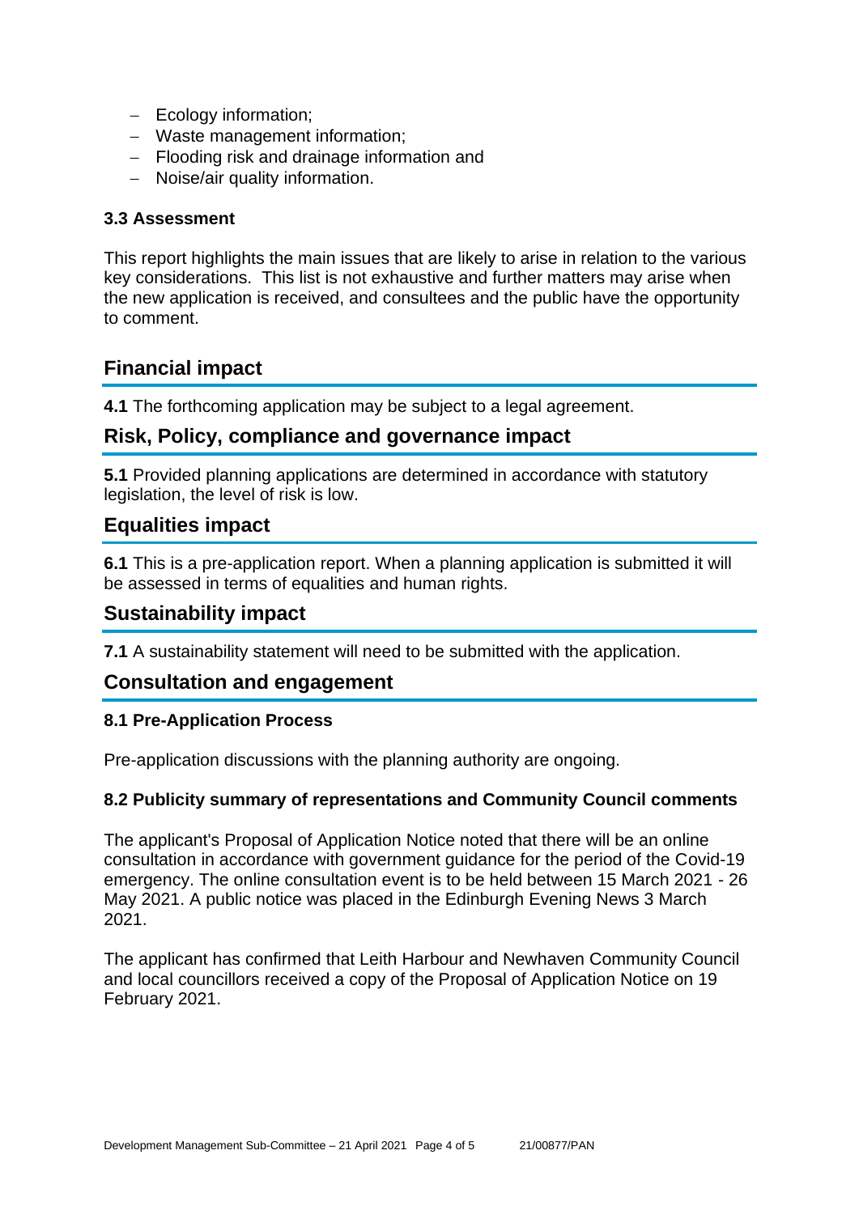- Ecology information;
- Waste management information;
- Flooding risk and drainage information and
- Noise/air quality information.

### 3.3 Assessment

This report highlights the main issues that are likely to arise in relation to the various key considerations. This list is not exhaustive and further matters may arise when the new application is received, and consultees and the public have the opportunity to comment.

## Financial impact

**4.1** The forthcoming application may be subject to a legal agreement.

## Risk, Policy, compliance and governance impact

**5.1** Provided planning applications are determined in accordance with statutory legislation, the level of risk is low.

## Equalities impact

**6.1** This is a pre-application report. When a planning application is submitted it will be assessed in terms of equalities and human rights.

## Sustainability impact

**7.1** A sustainability statement will need to be submitted with the application.

## Consultation and engagement

### 8.1 Pre-Application Process

Pre-application discussions with the planning authority are ongoing.

### 8.2 Publicity summary of representations and Community Council comments

The applicant's Proposal of Application Notice noted that there will be an online consultation in accordance with government guidance for the period of the Covid-19 emergency. The online consultation event is to be held between 15 March 2021 - 26 May 2021. A public notice was placed in the Edinburgh Evening News 3 March 2021.

The applicant has confirmed that Leith Harbour and Newhaven Community Council and local councillors received a copy of the Proposal of Application Notice on 19 February 2021.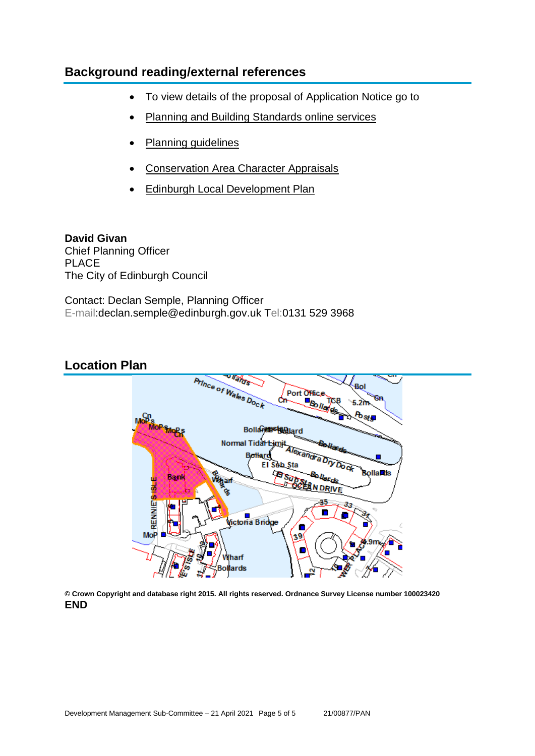## Background reading/external references

- To view details of the proposal of Application Notice go to
- Planning and Building Standards online services
- Planning guidelines
- Conservation Area Character Appraisals
- Edinburgh Local Development Plan

**David Givan**
Chief Planning Officer
PLACE
The City of Edinburgh Council

Contact: Declan Semple, Planning Officer
E-mail:declan.semple@edinburgh.gov.uk Tel:0131 529 3968

## Location Plan

**© Crown Copyright and database right 2015. All rights reserved. Ordnance Survey License number 100023420**

**END**